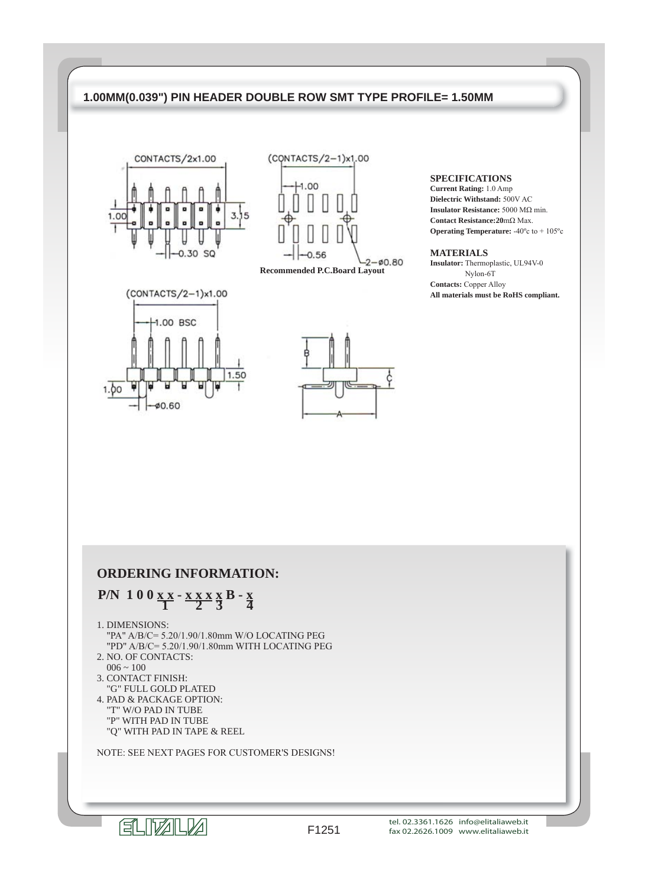## 1.00MM(0.039") PIN HEADER DOUBLE ROW SMT TYPE PROFILE= 1.50MM

CONTACTS/2x1.00

1.00

3.15

0.30 SQ

(CONTACTS/2−1)x1.00

1.00

0.56

2−ø0.80

Recommended P.C.Board Layout

(CONTACTS/2−1)x1.00

1.00 BSC

1.50

1.00

ø0.60

B

C

A

### SPECIFICATIONS

**Current Rating:** 1.0 Amp
**Dielectric Withstand:** 500V AC
**Insulator Resistance:** 5000 MΩ min.
**Contact Resistance:20**mΩ Max.
**Operating Temperature:** -40ºc to + 105ºc

### MATERIALS

**Insulator:** Thermoplastic, UL94V-0
Nylon-6T
**Contacts:** Copper Alloy
**All materials must be RoHS compliant.**

## ORDERING INFORMATION:

**P/N 1 0 0 x x - x x x x B - x**
(x x = 1, x x x = 2, x = 3, x = 4)

1. DIMENSIONS:
   "PA" A/B/C= 5.20/1.90/1.80mm W/O LOCATING PEG
   "PD" A/B/C= 5.20/1.90/1.80mm WITH LOCATING PEG
2. NO. OF CONTACTS:
   006 ~ 100
3. CONTACT FINISH:
   "G" FULL GOLD PLATED
4. PAD & PACKAGE OPTION:
   "T" W/O PAD IN TUBE
   "P" WITH PAD IN TUBE
   "Q" WITH PAD IN TAPE & REEL

NOTE: SEE NEXT PAGES FOR CUSTOMER'S DESIGNS!

ELITALIA

F1251

tel. 02.3361.1626 info@elitaliaweb.it
fax 02.2626.1009 www.elitaliaweb.it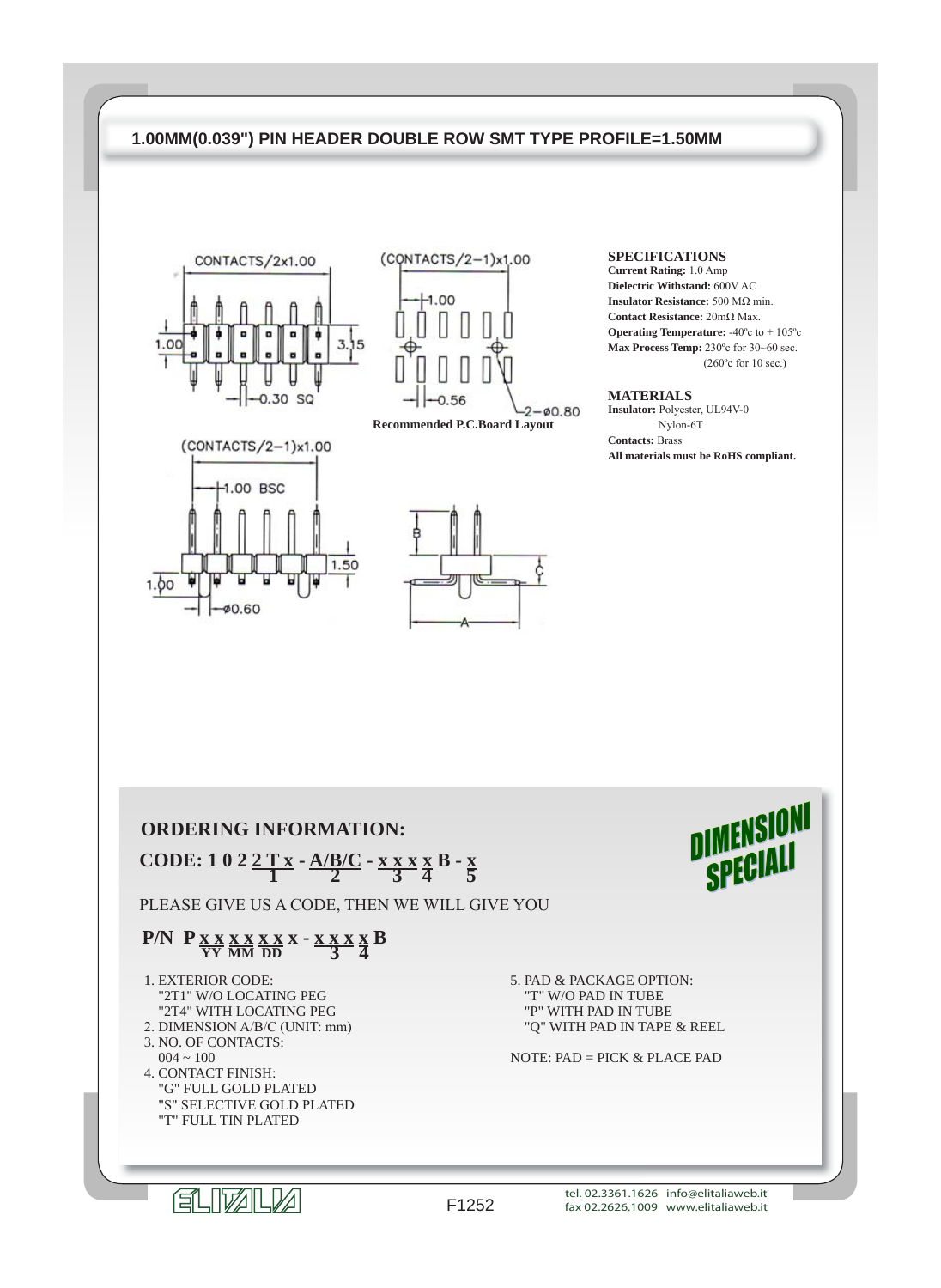# 1.00MM(0.039") PIN HEADER DOUBLE ROW SMT TYPE PROFILE=1.50MM

Recommended P.C.Board Layout

### SPECIFICATIONS

**Current Rating:** 1.0 Amp
**Dielectric Withstand:** 600V AC
**Insulator Resistance:** 500 MΩ min.
**Contact Resistance:** 20mΩ Max.
**Operating Temperature:** -40ºc to + 105ºc
**Max Process Temp:** 230ºc for 30~60 sec.
(260ºc for 10 sec.)

### MATERIALS

**Insulator:** Polyester, UL94V-0
Nylon-6T
**Contacts:** Brass
**All materials must be RoHS compliant.**

## ORDERING INFORMATION:

**CODE: 1 0 2 2 T x - A/B/C - x x x x B - x**
(1 = 2 T x; 2 = A/B/C; 3 = x x x; 4 = x; 5 = x)

DIMENSIONI SPECIALI

PLEASE GIVE US A CODE, THEN WE WILL GIVE YOU

**P/N P x x x x x x x - x x x x B**
(YY = x x; MM = x x; DD = x x; 3 = x x x; 4 = x)

1. EXTERIOR CODE:
   "2T1" W/O LOCATING PEG
   "2T4" WITH LOCATING PEG
2. DIMENSION A/B/C (UNIT: mm)
3. NO. OF CONTACTS:
   004 ~ 100
4. CONTACT FINISH:
   "G" FULL GOLD PLATED
   "S" SELECTIVE GOLD PLATED
   "T" FULL TIN PLATED
5. PAD & PACKAGE OPTION:
   "T" W/O PAD IN TUBE
   "P" WITH PAD IN TUBE
   "Q" WITH PAD IN TAPE & REEL

NOTE: PAD = PICK & PLACE PAD

F1252

tel. 02.3361.1626 info@elitaliaweb.it
fax 02.2626.1009 www.elitaliaweb.it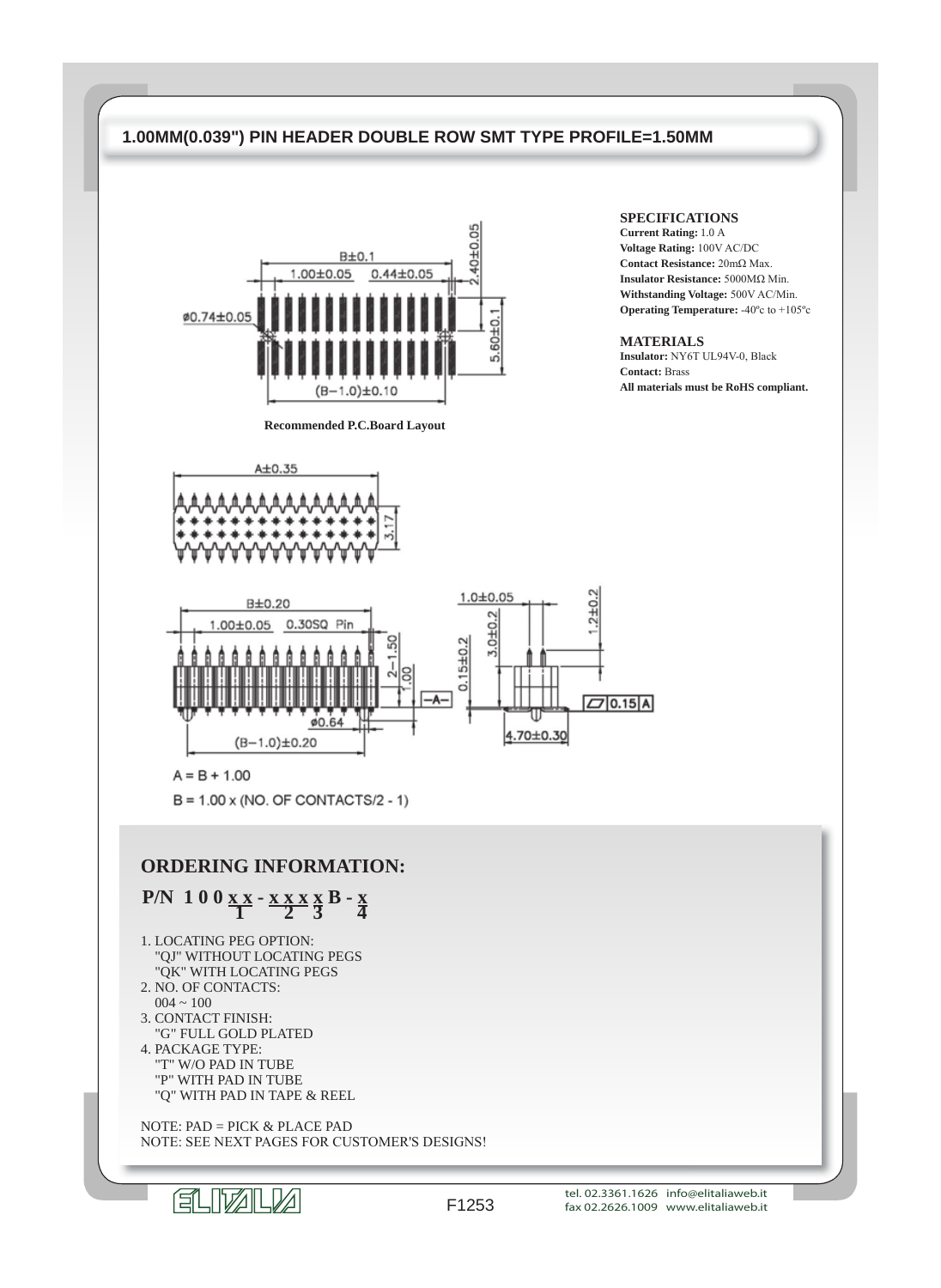## 1.00MM(0.039") PIN HEADER DOUBLE ROW SMT TYPE PROFILE=1.50MM

Recommended P.C.Board Layout

A = B + 1.00

B = 1.00 x (NO. OF CONTACTS/2 - 1)

### SPECIFICATIONS

**Current Rating:** 1.0 A
**Voltage Rating:** 100V AC/DC
**Contact Resistance:** 20mΩ Max.
**Insulator Resistance:** 5000MΩ Min.
**Withstanding Voltage:** 500V AC/Min.
**Operating Temperature:** -40ºc to +105ºc

### MATERIALS

**Insulator:** NY6T UL94V-0, Black
**Contact:** Brass
**All materials must be RoHS compliant.**

## ORDERING INFORMATION:

**P/N 1 0 0 x x - x x x x B - x**
(1 = first "x x"; 2 = "x x x"; 3 = following "x"; 4 = final "x")

1. LOCATING PEG OPTION:
   "QJ" WITHOUT LOCATING PEGS
   "QK" WITH LOCATING PEGS
2. NO. OF CONTACTS:
   004 ~ 100
3. CONTACT FINISH:
   "G" FULL GOLD PLATED
4. PACKAGE TYPE:
   "T" W/O PAD IN TUBE
   "P" WITH PAD IN TUBE
   "Q" WITH PAD IN TAPE & REEL

NOTE: PAD = PICK & PLACE PAD
NOTE: SEE NEXT PAGES FOR CUSTOMER'S DESIGNS!

F1253

tel. 02.3361.1626 info@elitaliaweb.it
fax 02.2626.1009 www.elitaliaweb.it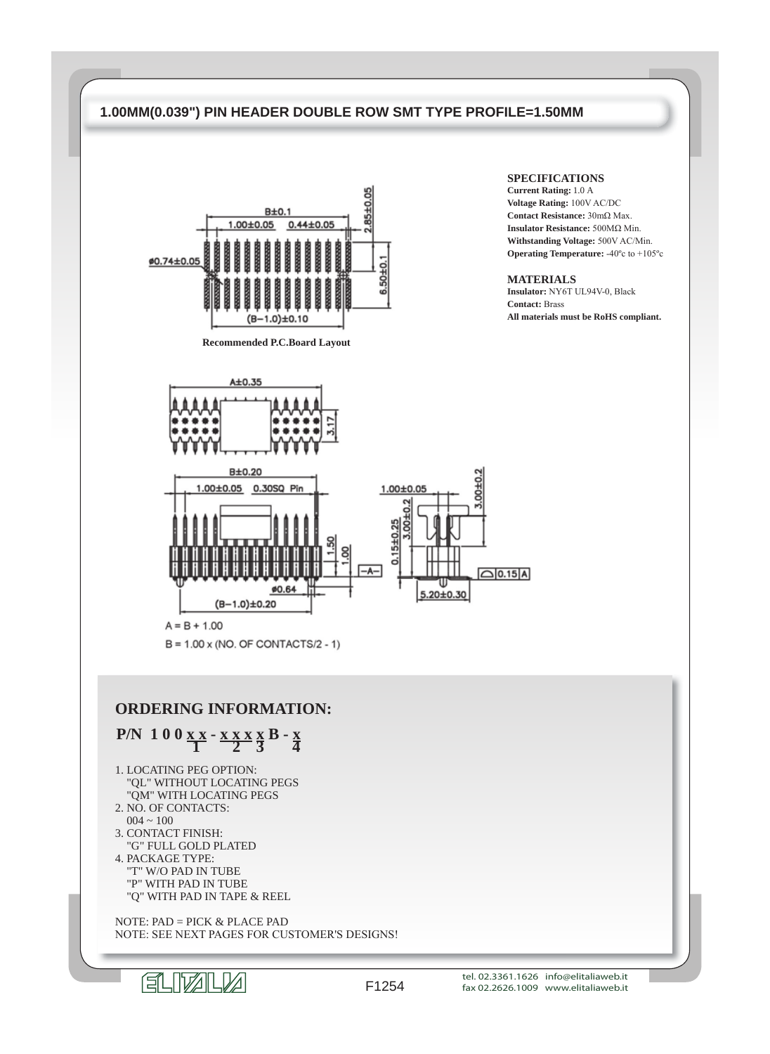## 1.00MM(0.039") PIN HEADER DOUBLE ROW SMT TYPE PROFILE=1.50MM

B±0.1
1.00±0.05 0.44±0.05
2.85±0.05
ø0.74±0.05
6.50±0.1
(B−1.0)±0.10

**Recommended P.C.Board Layout**

A±0.35
3.17

B±0.20
1.00±0.05 0.30SQ Pin
1.50
1.00
ø0.64
(B−1.0)±0.20

1.00±0.05
3.00±0.2
0.15±0.25
3.00±0.2
−A−
0.15 A
5.20±0.30

A = B + 1.00

B = 1.00 x (NO. OF CONTACTS/2 - 1)

### SPECIFICATIONS

**Current Rating:** 1.0 A
**Voltage Rating:** 100V AC/DC
**Contact Resistance:** 30mΩ Max.
**Insulator Resistance:** 500MΩ Min.
**Withstanding Voltage:** 500V AC/Min.
**Operating Temperature:** -40ºc to +105ºc

### MATERIALS

**Insulator:** NY6T UL94V-0, Black
**Contact:** Brass
**All materials must be RoHS compliant.**

## ORDERING INFORMATION:

**P/N 1 0 0 x x - x x x x B - x**
(x x = 1, x x x = 2, x = 3, x = 4)

1. LOCATING PEG OPTION:
   "QL" WITHOUT LOCATING PEGS
   "QM" WITH LOCATING PEGS
2. NO. OF CONTACTS:
   004 ~ 100
3. CONTACT FINISH:
   "G" FULL GOLD PLATED
4. PACKAGE TYPE:
   "T" W/O PAD IN TUBE
   "P" WITH PAD IN TUBE
   "Q" WITH PAD IN TAPE & REEL

NOTE: PAD = PICK & PLACE PAD
NOTE: SEE NEXT PAGES FOR CUSTOMER'S DESIGNS!

ELITALIA F1254 tel. 02.3361.1626 info@elitaliaweb.it fax 02.2626.1009 www.elitaliaweb.it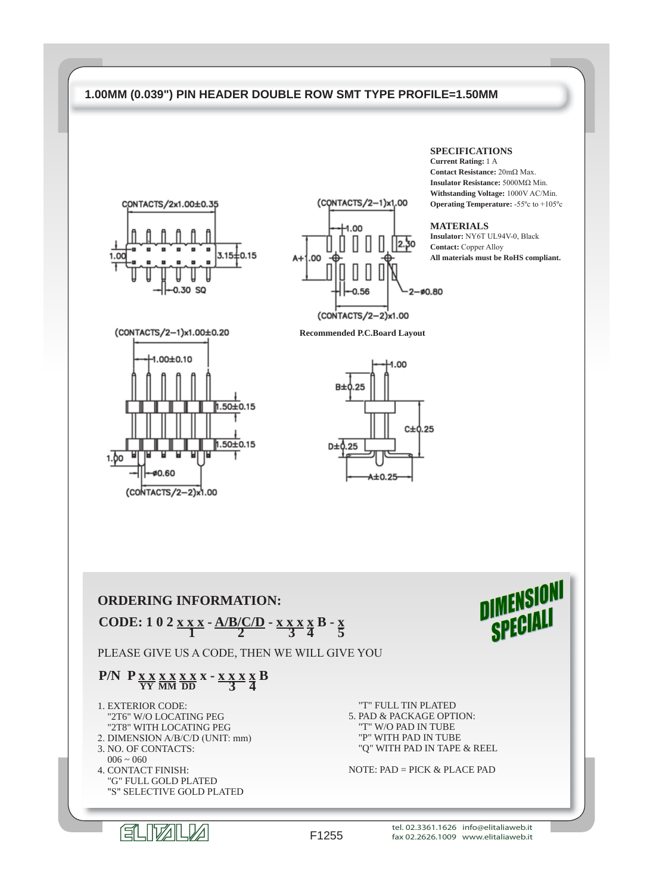# 1.00MM (0.039") PIN HEADER DOUBLE ROW SMT TYPE PROFILE=1.50MM

## SPECIFICATIONS

**Current Rating:** 1 A
**Contact Resistance:** 20mΩ Max.
**Insulator Resistance:** 5000MΩ Min.
**Withstanding Voltage:** 1000V AC/Min.
**Operating Temperature:** -55ºc to +105ºc

## MATERIALS

**Insulator:** NY6T UL94V-0, Black
**Contact:** Copper Alloy
**All materials must be RoHS compliant.**

CONTACTS/2x1.00±0.35

1.00 3.15±0.15 0.30 SQ

(CONTACTS/2−1)x1.00

1.00 2.30 A+1.00 0.56 2−ø0.80

(CONTACTS/2−2)x1.00

Recommended P.C.Board Layout

(CONTACTS/2−1)x1.00±0.20

1.00±0.10 1.50±0.15 1.50±0.15 1.00 ø0.60

(CONTACTS/2−2)x1.00

1.00 B±0.25 C±0.25 D±0.25 A±0.25

## ORDERING INFORMATION:

**CODE: 1 0 2 x x x - A/B/C/D - x x x x x B - x**
(1: x x x; 2: A/B/C/D; 3: x x x; 4: x; 5: x)

DIMENSIONI SPECIALI

PLEASE GIVE US A CODE, THEN WE WILL GIVE YOU

**P/N P x x x x x x x - x x x x B**
(YY: x x; MM: x x; DD: x x; 3: x x x; 4: x)

1. EXTERIOR CODE:
   "2T6" W/O LOCATING PEG
   "2T8" WITH LOCATING PEG
2. DIMENSION A/B/C/D (UNIT: mm)
3. NO. OF CONTACTS:
   006 ~ 060
4. CONTACT FINISH:
   "G" FULL GOLD PLATED
   "S" SELECTIVE GOLD PLATED
   "T" FULL TIN PLATED
5. PAD & PACKAGE OPTION:
   "T" W/O PAD IN TUBE
   "P" WITH PAD IN TUBE
   "Q" WITH PAD IN TAPE & REEL

NOTE: PAD = PICK & PLACE PAD

F1255

tel. 02.3361.1626 info@elitaliaweb.it
fax 02.2626.1009 www.elitaliaweb.it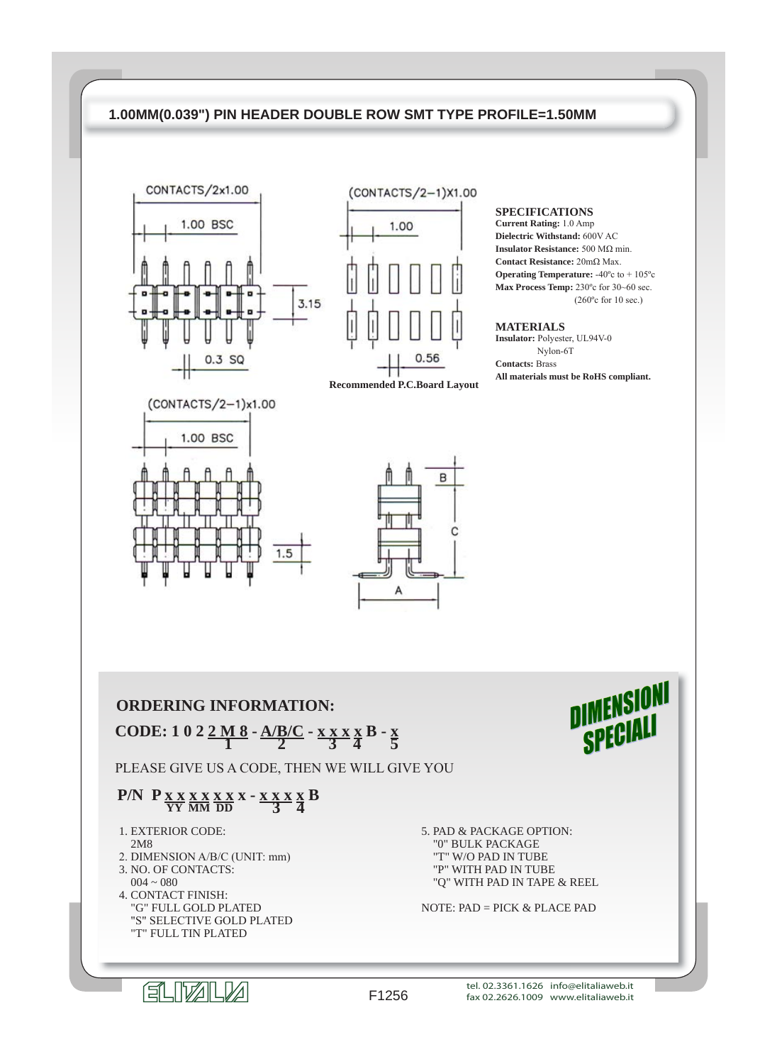# 1.00MM(0.039") PIN HEADER DOUBLE ROW SMT TYPE PROFILE=1.50MM

CONTACTS/2x1.00

1.00 BSC

3.15

0.3 SQ

(CONTACTS/2−1)X1.00

1.00

0.56

Recommended P.C.Board Layout

(CONTACTS/2−1)x1.00

1.00 BSC

1.5

B

C

A

### SPECIFICATIONS

**Current Rating:** 1.0 Amp
**Dielectric Withstand:** 600V AC
**Insulator Resistance:** 500 MΩ min.
**Contact Resistance:** 20mΩ Max.
**Operating Temperature:** -40ºc to + 105ºc
**Max Process Temp:** 230ºc for 30~60 sec.
(260ºc for 10 sec.)

### MATERIALS

**Insulator:** Polyester, UL94V-0
Nylon-6T
**Contacts:** Brass
**All materials must be RoHS compliant.**

## ORDERING INFORMATION:

**CODE: 1 0 2 2 M 8 - A/B/C - x x x x B - x**
(2 M 8 = 1; A/B/C = 2; x x x = 3; x = 4; x = 5)

DIMENSIONI SPECIALI

PLEASE GIVE US A CODE, THEN WE WILL GIVE YOU

**P/N P x x x x x x x - x x x x B**
(x x = YY; x x = MM; x x = DD; x x x = 3; x = 4)

1. EXTERIOR CODE:
   2M8
2. DIMENSION A/B/C (UNIT: mm)
3. NO. OF CONTACTS:
   004 ~ 080
4. CONTACT FINISH:
   "G" FULL GOLD PLATED
   "S" SELECTIVE GOLD PLATED
   "T" FULL TIN PLATED
5. PAD & PACKAGE OPTION:
   "0" BULK PACKAGE
   "T" W/O PAD IN TUBE
   "P" WITH PAD IN TUBE
   "Q" WITH PAD IN TAPE & REEL

NOTE: PAD = PICK & PLACE PAD

ELITALIA

F1256

tel. 02.3361.1626 info@elitaliaweb.it
fax 02.2626.1009 www.elitaliaweb.it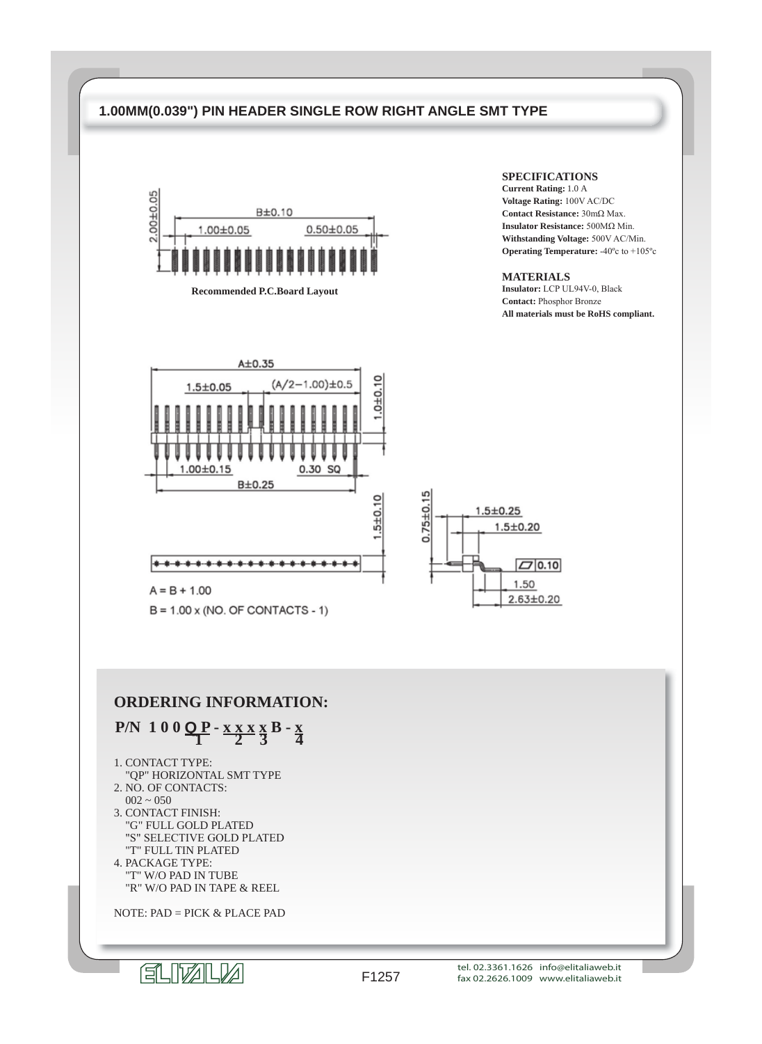# 1.00MM(0.039") PIN HEADER SINGLE ROW RIGHT ANGLE SMT TYPE

B±0.10

2.00±0.05

1.00±0.05

0.50±0.05

**Recommended P.C.Board Layout**

### SPECIFICATIONS

**Current Rating:** 1.0 A
**Voltage Rating:** 100V AC/DC
**Contact Resistance:** 30mΩ Max.
**Insulator Resistance:** 500MΩ Min.
**Withstanding Voltage:** 500V AC/Min.
**Operating Temperature:** -40ºc to +105ºc

### MATERIALS

**Insulator:** LCP UL94V-0, Black
**Contact:** Phosphor Bronze
**All materials must be RoHS compliant.**

A±0.35

1.5±0.05

(A/2−1.00)±0.5

1.0±0.10

1.00±0.15

0.30 SQ

B±0.25

1.5±0.10

0.75±0.15

1.5±0.25

1.5±0.20

0.10

1.50

2.63±0.20

A = B + 1.00

B = 1.00 x (NO. OF CONTACTS - 1)

## ORDERING INFORMATION:

**P/N 1 0 0 QP - x x x x B - x**
(1 = QP, 2 = x x x, 3 = x, 4 = x)

1. CONTACT TYPE:
   "QP" HORIZONTAL SMT TYPE
2. NO. OF CONTACTS:
   002 ~ 050
3. CONTACT FINISH:
   "G" FULL GOLD PLATED
   "S" SELECTIVE GOLD PLATED
   "T" FULL TIN PLATED
4. PACKAGE TYPE:
   "T" W/O PAD IN TUBE
   "R" W/O PAD IN TAPE & REEL

NOTE: PAD = PICK & PLACE PAD

ELITALIA

F1257

tel. 02.3361.1626 info@elitaliaweb.it
fax 02.2626.1009 www.elitaliaweb.it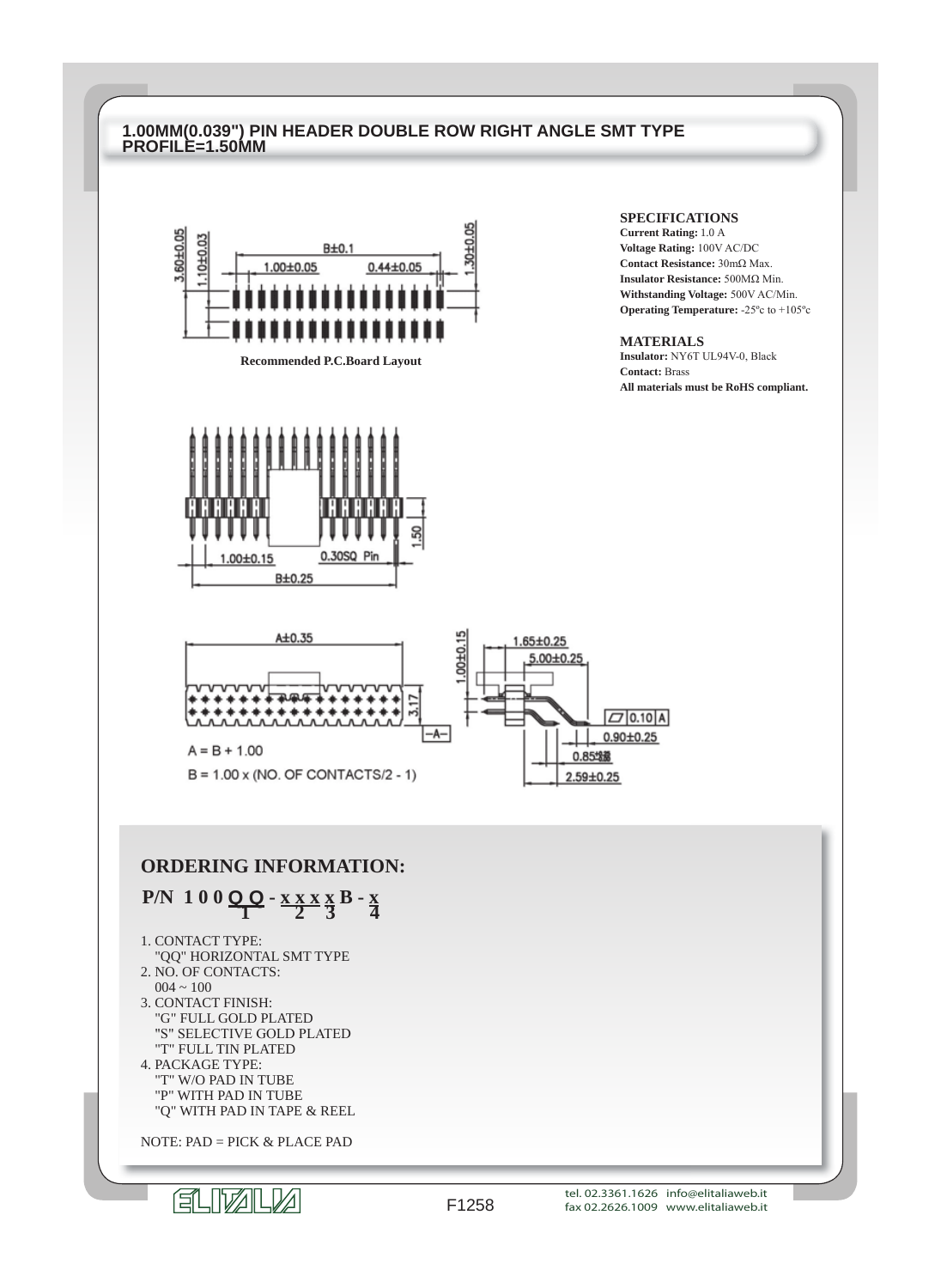# 1.00MM(0.039") PIN HEADER DOUBLE ROW RIGHT ANGLE SMT TYPE PROFILE=1.50MM

3.60±0.05
1.10±0.03
B±0.1
1.00±0.05
0.44±0.05
1.30±0.05

Recommended P.C.Board Layout

### SPECIFICATIONS

**Current Rating:** 1.0 A
**Voltage Rating:** 100V AC/DC
**Contact Resistance:** 30mΩ Max.
**Insulator Resistance:** 500MΩ Min.
**Withstanding Voltage:** 500V AC/Min.
**Operating Temperature:** -25ºc to +105ºc

### MATERIALS

**Insulator:** NY6T UL94V-0, Black
**Contact:** Brass
**All materials must be RoHS compliant.**

1.50
1.00±0.15
0.30SQ Pin
B±0.25

A±0.35
3.17
-A-
1.00±0.15
1.65±0.25
5.00±0.25
0.10 A
0.90±0.25
0.85
2.59±0.25

A = B + 1.00
B = 1.00 x (NO. OF CONTACTS/2 - 1)

## ORDERING INFORMATION:

**P/N 1 0 0 Q Q - x x x x B - x**
(1 = QQ, 2 = xxx, 3 = x, 4 = x)

1. CONTACT TYPE:
   "QQ" HORIZONTAL SMT TYPE
2. NO. OF CONTACTS:
   004 ~ 100
3. CONTACT FINISH:
   "G" FULL GOLD PLATED
   "S" SELECTIVE GOLD PLATED
   "T" FULL TIN PLATED
4. PACKAGE TYPE:
   "T" W/O PAD IN TUBE
   "P" WITH PAD IN TUBE
   "Q" WITH PAD IN TAPE & REEL

NOTE: PAD = PICK & PLACE PAD

ELITALIA
F1258
tel. 02.3361.1626 info@elitaliaweb.it
fax 02.2626.1009 www.elitaliaweb.it